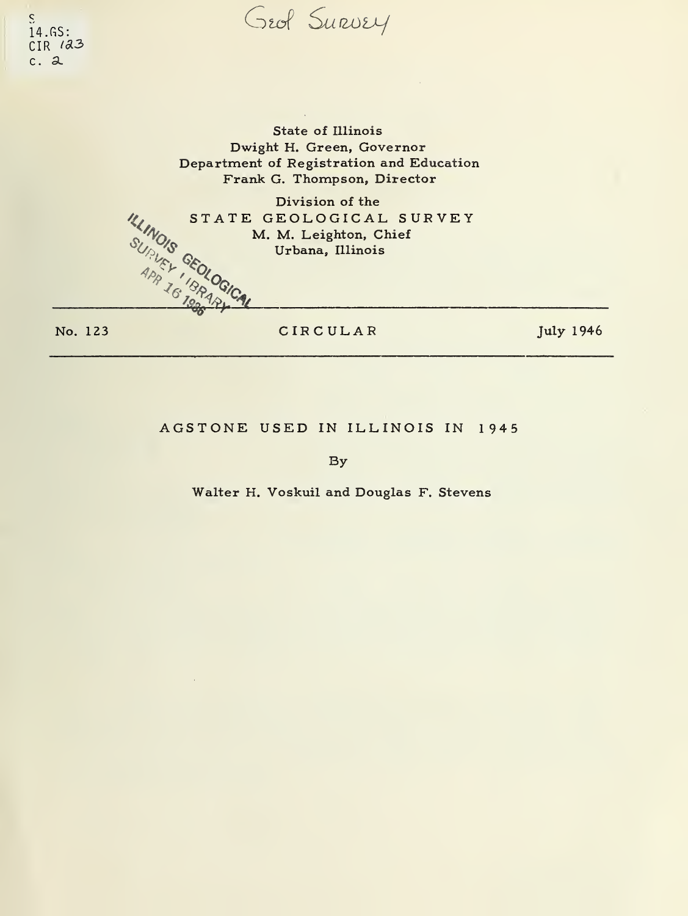S
14.GS:
CIR 123
c. 2

Geol Survey

State of Illinois
Dwight H. Green, Governor
Department of Registration and Education
Frank G. Thompson, Director

Division of the
STATE GEOLOGICAL SURVEY
M. M. Leighton, Chief
Urbana, Illinois

ILLINOIS GEOLOGICAL SURVEY LIBRARY
APR 16 1986

---

No. 123 CIRCULAR July 1946

---

# AGSTONE USED IN ILLINOIS IN 1945

By

Walter H. Voskuil and Douglas F. Stevens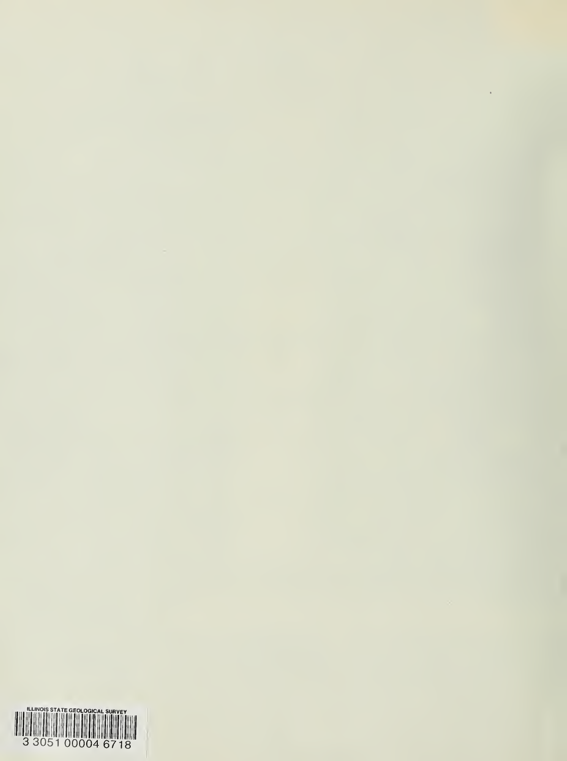ILLINOIS STATE GEOLOGICAL SURVEY

3 3051 00004 6718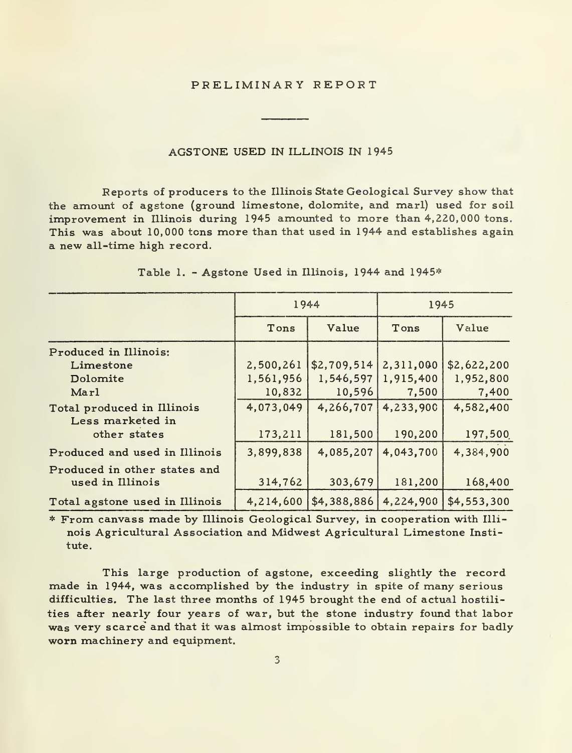# PRELIMINARY REPORT

## AGSTONE USED IN ILLINOIS IN 1945

Reports of producers to the Illinois State Geological Survey show that the amount of agstone (ground limestone, dolomite, and marl) used for soil improvement in Illinois during 1945 amounted to more than 4,220,000 tons. This was about 10,000 tons more than that used in 1944 and establishes again a new all-time high record.

Table 1. - Agstone Used in Illinois, 1944 and 1945*

| | 1944 | | 1945 | |
|---|---|---|---|---|
| | Tons | Value | Tons | Value |
| Produced in Illinois: | | | | |
| Limestone | 2,500,261 | $2,709,514 | 2,311,000 | $2,622,200 |
| Dolomite | 1,561,956 | 1,546,597 | 1,915,400 | 1,952,800 |
| Marl | 10,832 | 10,596 | 7,500 | 7,400 |
| Total produced in Illinois | 4,073,049 | 4,266,707 | 4,233,900 | 4,582,400 |
| Less marketed in other states | 173,211 | 181,500 | 190,200 | 197,500 |
| Produced and used in Illinois | 3,899,838 | 4,085,207 | 4,043,700 | 4,384,900 |
| Produced in other states and used in Illinois | 314,762 | 303,679 | 181,200 | 168,400 |
| Total agstone used in Illinois | 4,214,600 | $4,388,886 | 4,224,900 | $4,553,300 |

\* From canvass made by Illinois Geological Survey, in cooperation with Illinois Agricultural Association and Midwest Agricultural Limestone Institute.

This large production of agstone, exceeding slightly the record made in 1944, was accomplished by the industry in spite of many serious difficulties. The last three months of 1945 brought the end of actual hostilities after nearly four years of war, but the stone industry found that labor was very scarce and that it was almost impossible to obtain repairs for badly worn machinery and equipment.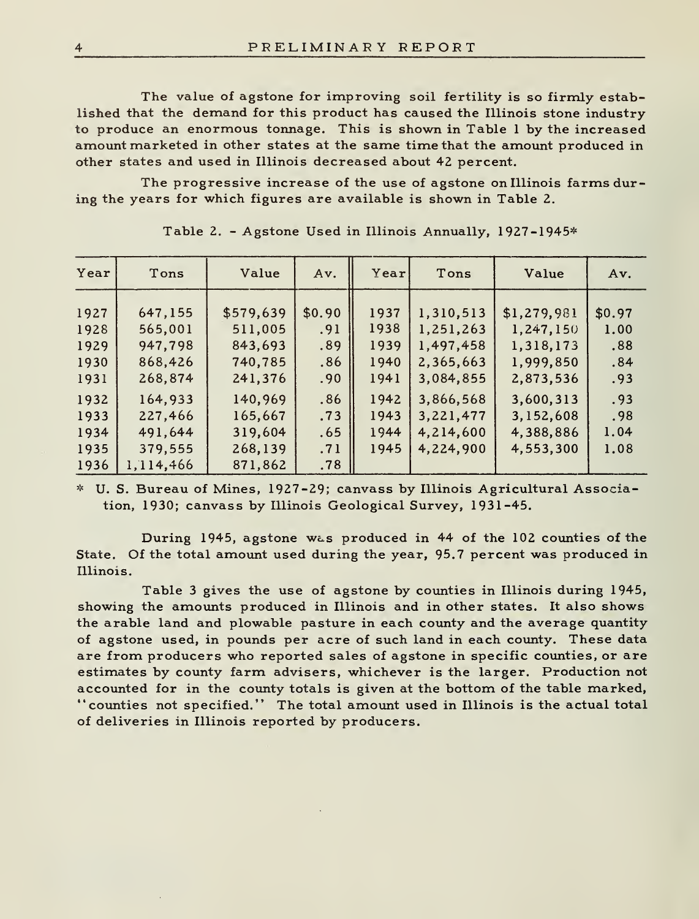The value of agstone for improving soil fertility is so firmly established that the demand for this product has caused the Illinois stone industry to produce an enormous tonnage. This is shown in Table 1 by the increased amount marketed in other states at the same time that the amount produced in other states and used in Illinois decreased about 42 percent.

The progressive increase of the use of agstone on Illinois farms during the years for which figures are available is shown in Table 2.

Table 2. - Agstone Used in Illinois Annually, 1927-1945*

| Year | Tons | Value | Av. | Year | Tons | Value | Av. |
|---|---|---|---|---|---|---|---|
| 1927 | 647,155 | $579,639 | $0.90 | 1937 | 1,310,513 | $1,279,981 | $0.97 |
| 1928 | 565,001 | 511,005 | .91 | 1938 | 1,251,263 | 1,247,150 | 1.00 |
| 1929 | 947,798 | 843,693 | .89 | 1939 | 1,497,458 | 1,318,173 | .88 |
| 1930 | 868,426 | 740,785 | .86 | 1940 | 2,365,663 | 1,999,850 | .84 |
| 1931 | 268,874 | 241,376 | .90 | 1941 | 3,084,855 | 2,873,536 | .93 |
| 1932 | 164,933 | 140,969 | .86 | 1942 | 3,866,568 | 3,600,313 | .93 |
| 1933 | 227,466 | 165,667 | .73 | 1943 | 3,221,477 | 3,152,608 | .98 |
| 1934 | 491,644 | 319,604 | .65 | 1944 | 4,214,600 | 4,388,886 | 1.04 |
| 1935 | 379,555 | 268,139 | .71 | 1945 | 4,224,900 | 4,553,300 | 1.08 |
| 1936 | 1,114,466 | 871,862 | .78 | | | | |

* U. S. Bureau of Mines, 1927-29; canvass by Illinois Agricultural Association, 1930; canvass by Illinois Geological Survey, 1931-45.

During 1945, agstone was produced in 44 of the 102 counties of the State. Of the total amount used during the year, 95.7 percent was produced in Illinois.

Table 3 gives the use of agstone by counties in Illinois during 1945, showing the amounts produced in Illinois and in other states. It also shows the arable land and plowable pasture in each county and the average quantity of agstone used, in pounds per acre of such land in each county. These data are from producers who reported sales of agstone in specific counties, or are estimates by county farm advisers, whichever is the larger. Production not accounted for in the county totals is given at the bottom of the table marked, "counties not specified." The total amount used in Illinois is the actual total of deliveries in Illinois reported by producers.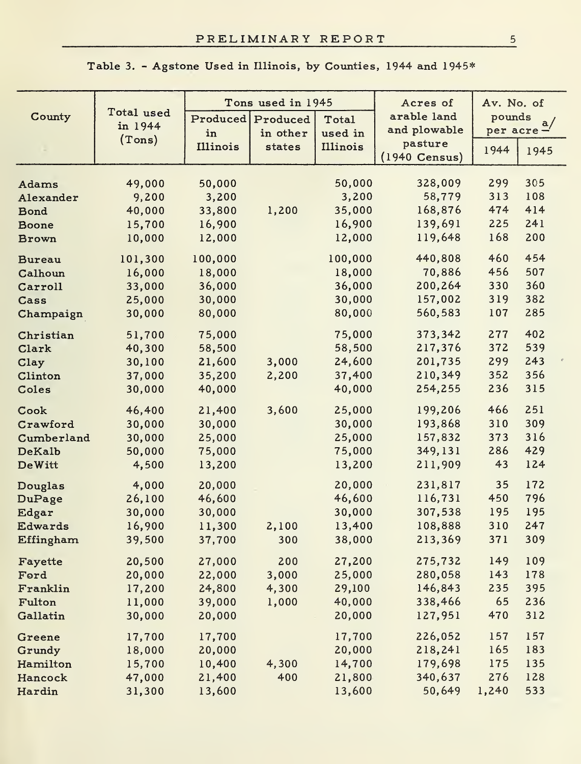Table 3. - Agstone Used in Illinois, by Counties, 1944 and 1945*

| County | Total used in 1944 (Tons) | Tons used in 1945 | | | Acres of arable land and plowable pasture (1940 Census) | Av. No. of pounds per acre [a/] | |
|---|---|---|---|---|---|---|---|
| | | Produced in Illinois | Produced in other states | Total used in Illinois | | 1944 | 1945 |
| Adams | 49,000 | 50,000 | | 50,000 | 328,009 | 299 | 305 |
| Alexander | 9,200 | 3,200 | | 3,200 | 58,779 | 313 | 108 |
| Bond | 40,000 | 33,800 | 1,200 | 35,000 | 168,876 | 474 | 414 |
| Boone | 15,700 | 16,900 | | 16,900 | 139,691 | 225 | 241 |
| Brown | 10,000 | 12,000 | | 12,000 | 119,648 | 168 | 200 |
| Bureau | 101,300 | 100,000 | | 100,000 | 440,808 | 460 | 454 |
| Calhoun | 16,000 | 18,000 | | 18,000 | 70,886 | 456 | 507 |
| Carroll | 33,000 | 36,000 | | 36,000 | 200,264 | 330 | 360 |
| Cass | 25,000 | 30,000 | | 30,000 | 157,002 | 319 | 382 |
| Champaign | 30,000 | 80,000 | | 80,000 | 560,583 | 107 | 285 |
| Christian | 51,700 | 75,000 | | 75,000 | 373,342 | 277 | 402 |
| Clark | 40,300 | 58,500 | | 58,500 | 217,376 | 372 | 539 |
| Clay | 30,100 | 21,600 | 3,000 | 24,600 | 201,735 | 299 | 243 |
| Clinton | 37,000 | 35,200 | 2,200 | 37,400 | 210,349 | 352 | 356 |
| Coles | 30,000 | 40,000 | | 40,000 | 254,255 | 236 | 315 |
| Cook | 46,400 | 21,400 | 3,600 | 25,000 | 199,206 | 466 | 251 |
| Crawford | 30,000 | 30,000 | | 30,000 | 193,868 | 310 | 309 |
| Cumberland | 30,000 | 25,000 | | 25,000 | 157,832 | 373 | 316 |
| DeKalb | 50,000 | 75,000 | | 75,000 | 349,131 | 286 | 429 |
| DeWitt | 4,500 | 13,200 | | 13,200 | 211,909 | 43 | 124 |
| Douglas | 4,000 | 20,000 | | 20,000 | 231,817 | 35 | 172 |
| DuPage | 26,100 | 46,600 | | 46,600 | 116,731 | 450 | 796 |
| Edgar | 30,000 | 30,000 | | 30,000 | 307,538 | 195 | 195 |
| Edwards | 16,900 | 11,300 | 2,100 | 13,400 | 108,888 | 310 | 247 |
| Effingham | 39,500 | 37,700 | 300 | 38,000 | 213,369 | 371 | 309 |
| Fayette | 20,500 | 27,000 | 200 | 27,200 | 275,732 | 149 | 109 |
| Ford | 20,000 | 22,000 | 3,000 | 25,000 | 280,058 | 143 | 178 |
| Franklin | 17,200 | 24,800 | 4,300 | 29,100 | 146,843 | 235 | 395 |
| Fulton | 11,000 | 39,000 | 1,000 | 40,000 | 338,466 | 65 | 236 |
| Gallatin | 30,000 | 20,000 | | 20,000 | 127,951 | 470 | 312 |
| Greene | 17,700 | 17,700 | | 17,700 | 226,052 | 157 | 157 |
| Grundy | 18,000 | 20,000 | | 20,000 | 218,241 | 165 | 183 |
| Hamilton | 15,700 | 10,400 | 4,300 | 14,700 | 179,698 | 175 | 135 |
| Hancock | 47,000 | 21,400 | 400 | 21,800 | 340,637 | 276 | 128 |
| Hardin | 31,300 | 13,600 | | 13,600 | 50,649 | 1,240 | 533 |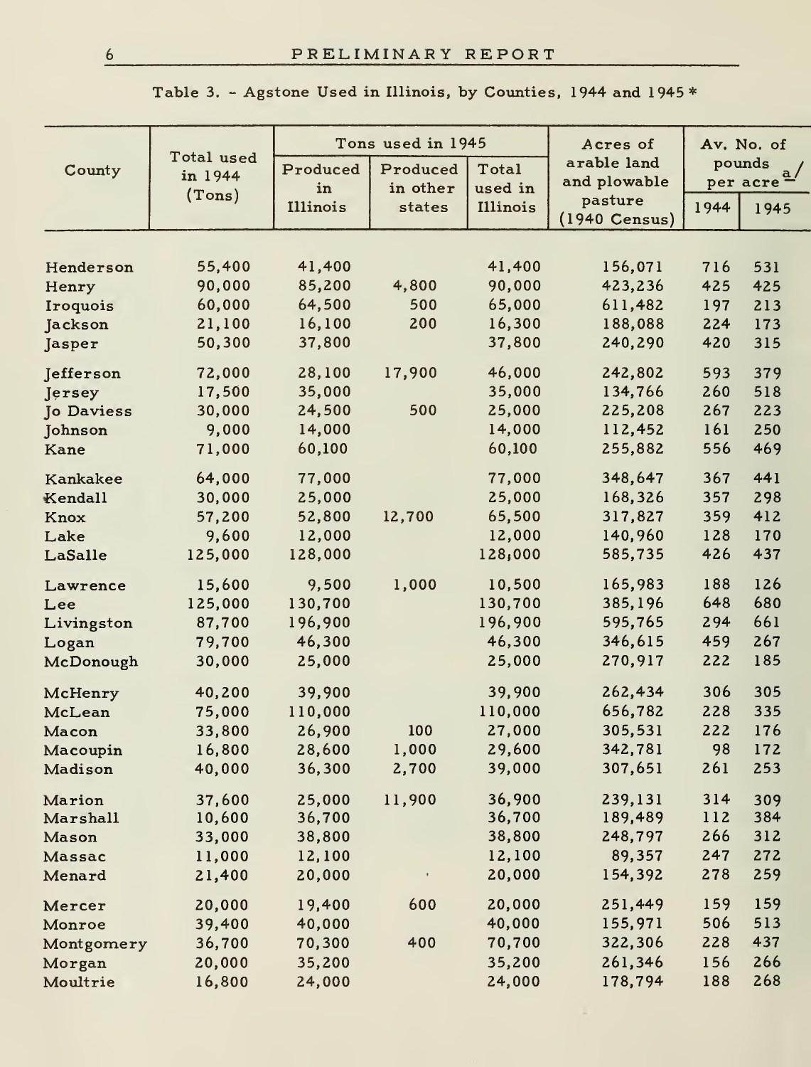Table 3. - Agstone Used in Illinois, by Counties, 1944 and 1945 *

| County | Total used in 1944 (Tons) | Tons used in 1945 | | | Acres of arable land and plowable pasture (1940 Census) | Av. No. of pounds per acre [a/] | |
|---|---|---|---|---|---|---|---|
| | | Produced in Illinois | Produced in other states | Total used in Illinois | | 1944 | 1945 |
| Henderson | 55,400 | 41,400 | | 41,400 | 156,071 | 716 | 531 |
| Henry | 90,000 | 85,200 | 4,800 | 90,000 | 423,236 | 425 | 425 |
| Iroquois | 60,000 | 64,500 | 500 | 65,000 | 611,482 | 197 | 213 |
| Jackson | 21,100 | 16,100 | 200 | 16,300 | 188,088 | 224 | 173 |
| Jasper | 50,300 | 37,800 | | 37,800 | 240,290 | 420 | 315 |
| Jefferson | 72,000 | 28,100 | 17,900 | 46,000 | 242,802 | 593 | 379 |
| Jersey | 17,500 | 35,000 | | 35,000 | 134,766 | 260 | 518 |
| Jo Daviess | 30,000 | 24,500 | 500 | 25,000 | 225,208 | 267 | 223 |
| Johnson | 9,000 | 14,000 | | 14,000 | 112,452 | 161 | 250 |
| Kane | 71,000 | 60,100 | | 60,100 | 255,882 | 556 | 469 |
| Kankakee | 64,000 | 77,000 | | 77,000 | 348,647 | 367 | 441 |
| Kendall | 30,000 | 25,000 | | 25,000 | 168,326 | 357 | 298 |
| Knox | 57,200 | 52,800 | 12,700 | 65,500 | 317,827 | 359 | 412 |
| Lake | 9,600 | 12,000 | | 12,000 | 140,960 | 128 | 170 |
| LaSalle | 125,000 | 128,000 | | 128,000 | 585,735 | 426 | 437 |
| Lawrence | 15,600 | 9,500 | 1,000 | 10,500 | 165,983 | 188 | 126 |
| Lee | 125,000 | 130,700 | | 130,700 | 385,196 | 648 | 680 |
| Livingston | 87,700 | 196,900 | | 196,900 | 595,765 | 294 | 661 |
| Logan | 79,700 | 46,300 | | 46,300 | 346,615 | 459 | 267 |
| McDonough | 30,000 | 25,000 | | 25,000 | 270,917 | 222 | 185 |
| McHenry | 40,200 | 39,900 | | 39,900 | 262,434 | 306 | 305 |
| McLean | 75,000 | 110,000 | | 110,000 | 656,782 | 228 | 335 |
| Macon | 33,800 | 26,900 | 100 | 27,000 | 305,531 | 222 | 176 |
| Macoupin | 16,800 | 28,600 | 1,000 | 29,600 | 342,781 | 98 | 172 |
| Madison | 40,000 | 36,300 | 2,700 | 39,000 | 307,651 | 261 | 253 |
| Marion | 37,600 | 25,000 | 11,900 | 36,900 | 239,131 | 314 | 309 |
| Marshall | 10,600 | 36,700 | | 36,700 | 189,489 | 112 | 384 |
| Mason | 33,000 | 38,800 | | 38,800 | 248,797 | 266 | 312 |
| Massac | 11,000 | 12,100 | | 12,100 | 89,357 | 247 | 272 |
| Menard | 21,400 | 20,000 | | 20,000 | 154,392 | 278 | 259 |
| Mercer | 20,000 | 19,400 | 600 | 20,000 | 251,449 | 159 | 159 |
| Monroe | 39,400 | 40,000 | | 40,000 | 155,971 | 506 | 513 |
| Montgomery | 36,700 | 70,300 | 400 | 70,700 | 322,306 | 228 | 437 |
| Morgan | 20,000 | 35,200 | | 35,200 | 261,346 | 156 | 266 |
| Moultrie | 16,800 | 24,000 | | 24,000 | 178,794 | 188 | 268 |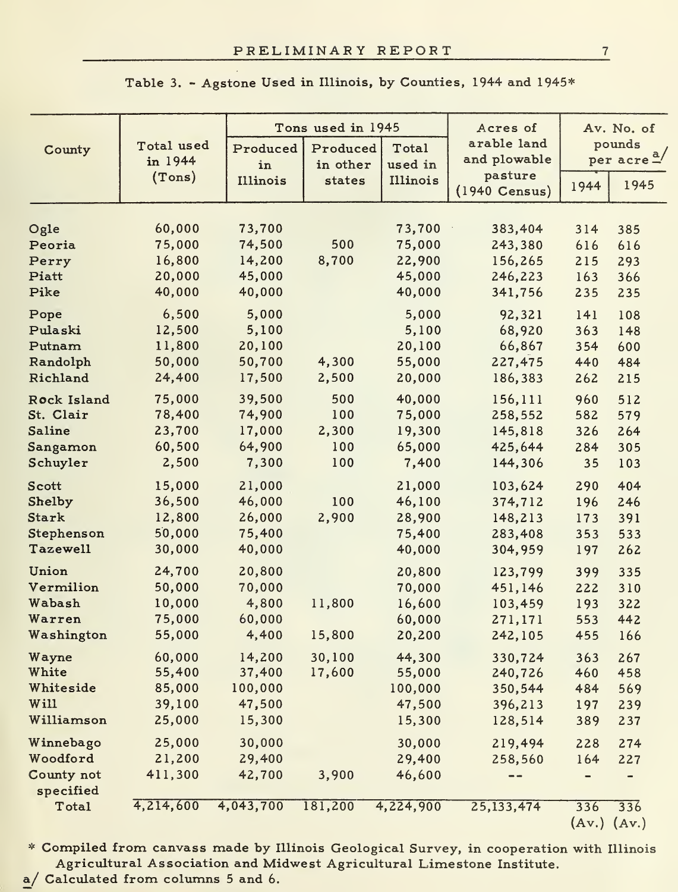Table 3. - Agstone Used in Illinois, by Counties, 1944 and 1945*

| County | Total used in 1944 (Tons) | Tons used in 1945 | | | Acres of arable land and plowable pasture (1940 Census) | Av. No. of pounds per acre [a] | |
|---|---|---|---|---|---|---|---|
| | | Produced in Illinois | Produced in other states | Total used in Illinois | | 1944 | 1945 |
| Ogle | 60,000 | 73,700 | | 73,700 | 383,404 | 314 | 385 |
| Peoria | 75,000 | 74,500 | 500 | 75,000 | 243,380 | 616 | 616 |
| Perry | 16,800 | 14,200 | 8,700 | 22,900 | 156,265 | 215 | 293 |
| Piatt | 20,000 | 45,000 | | 45,000 | 246,223 | 163 | 366 |
| Pike | 40,000 | 40,000 | | 40,000 | 341,756 | 235 | 235 |
| Pope | 6,500 | 5,000 | | 5,000 | 92,321 | 141 | 108 |
| Pulaski | 12,500 | 5,100 | | 5,100 | 68,920 | 363 | 148 |
| Putnam | 11,800 | 20,100 | | 20,100 | 66,867 | 354 | 600 |
| Randolph | 50,000 | 50,700 | 4,300 | 55,000 | 227,475 | 440 | 484 |
| Richland | 24,400 | 17,500 | 2,500 | 20,000 | 186,383 | 262 | 215 |
| Rock Island | 75,000 | 39,500 | 500 | 40,000 | 156,111 | 960 | 512 |
| St. Clair | 78,400 | 74,900 | 100 | 75,000 | 258,552 | 582 | 579 |
| Saline | 23,700 | 17,000 | 2,300 | 19,300 | 145,818 | 326 | 264 |
| Sangamon | 60,500 | 64,900 | 100 | 65,000 | 425,644 | 284 | 305 |
| Schuyler | 2,500 | 7,300 | 100 | 7,400 | 144,306 | 35 | 103 |
| Scott | 15,000 | 21,000 | | 21,000 | 103,624 | 290 | 404 |
| Shelby | 36,500 | 46,000 | 100 | 46,100 | 374,712 | 196 | 246 |
| Stark | 12,800 | 26,000 | 2,900 | 28,900 | 148,213 | 173 | 391 |
| Stephenson | 50,000 | 75,400 | | 75,400 | 283,408 | 353 | 533 |
| Tazewell | 30,000 | 40,000 | | 40,000 | 304,959 | 197 | 262 |
| Union | 24,700 | 20,800 | | 20,800 | 123,799 | 399 | 335 |
| Vermilion | 50,000 | 70,000 | | 70,000 | 451,146 | 222 | 310 |
| Wabash | 10,000 | 4,800 | 11,800 | 16,600 | 103,459 | 193 | 322 |
| Warren | 75,000 | 60,000 | | 60,000 | 271,171 | 553 | 442 |
| Washington | 55,000 | 4,400 | 15,800 | 20,200 | 242,105 | 455 | 166 |
| Wayne | 60,000 | 14,200 | 30,100 | 44,300 | 330,724 | 363 | 267 |
| White | 55,400 | 37,400 | 17,600 | 55,000 | 240,726 | 460 | 458 |
| Whiteside | 85,000 | 100,000 | | 100,000 | 350,544 | 484 | 569 |
| Will | 39,100 | 47,500 | | 47,500 | 396,213 | 197 | 239 |
| Williamson | 25,000 | 15,300 | | 15,300 | 128,514 | 389 | 237 |
| Winnebago | 25,000 | 30,000 | | 30,000 | 219,494 | 228 | 274 |
| Woodford | 21,200 | 29,400 | | 29,400 | 258,560 | 164 | 227 |
| County not specified | 411,300 | 42,700 | 3,900 | 46,600 | -- | - | - |
| Total | 4,214,600 | 4,043,700 | 181,200 | 4,224,900 | 25,133,474 | 336 (Av.) | 336 (Av.) |

\* Compiled from canvass made by Illinois Geological Survey, in cooperation with Illinois Agricultural Association and Midwest Agricultural Limestone Institute.

a/ Calculated from columns 5 and 6.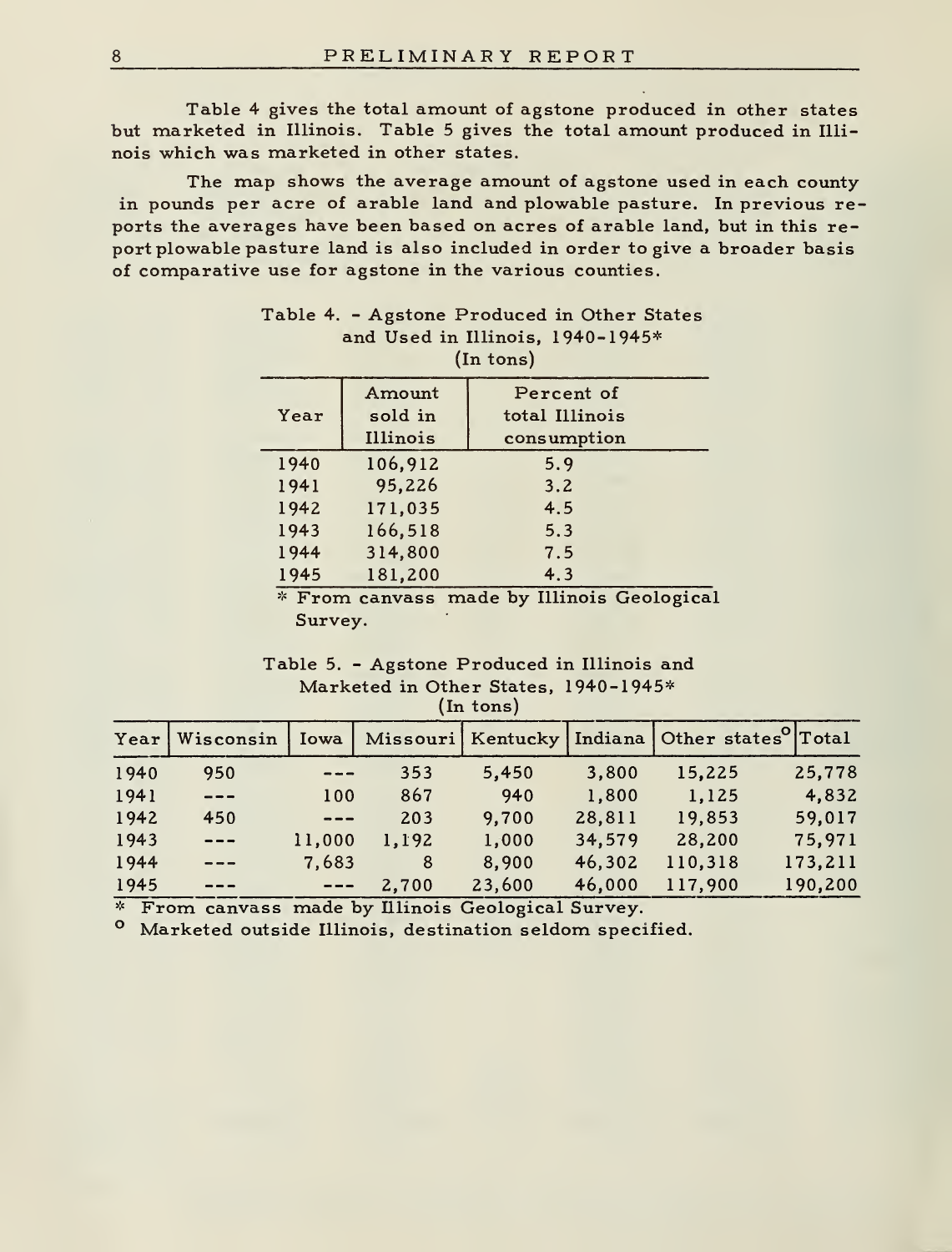Table 4 gives the total amount of agstone produced in other states but marketed in Illinois. Table 5 gives the total amount produced in Illinois which was marketed in other states.

The map shows the average amount of agstone used in each county in pounds per acre of arable land and plowable pasture. In previous reports the averages have been based on acres of arable land, but in this report plowable pasture land is also included in order to give a broader basis of comparative use for agstone in the various counties.

Table 4. - Agstone Produced in Other States and Used in Illinois, 1940-1945*
(In tons)

| Year | Amount sold in Illinois | Percent of total Illinois consumption |
|---|---|---|
| 1940 | 106,912 | 5.9 |
| 1941 | 95,226 | 3.2 |
| 1942 | 171,035 | 4.5 |
| 1943 | 166,518 | 5.3 |
| 1944 | 314,800 | 7.5 |
| 1945 | 181,200 | 4.3 |

* From canvass made by Illinois Geological Survey.

Table 5. - Agstone Produced in Illinois and Marketed in Other States, 1940-1945*
(In tons)

| Year | Wisconsin | Iowa | Missouri | Kentucky | Indiana | Other states° | Total |
|---|---|---|---|---|---|---|---|
| 1940 | 950 | --- | 353 | 5,450 | 3,800 | 15,225 | 25,778 |
| 1941 | --- | 100 | 867 | 940 | 1,800 | 1,125 | 4,832 |
| 1942 | 450 | --- | 203 | 9,700 | 28,811 | 19,853 | 59,017 |
| 1943 | --- | 11,000 | 1,192 | 1,000 | 34,579 | 28,200 | 75,971 |
| 1944 | --- | 7,683 | 8 | 8,900 | 46,302 | 110,318 | 173,211 |
| 1945 | --- | --- | 2,700 | 23,600 | 46,000 | 117,900 | 190,200 |

* From canvass made by Illinois Geological Survey.

° Marketed outside Illinois, destination seldom specified.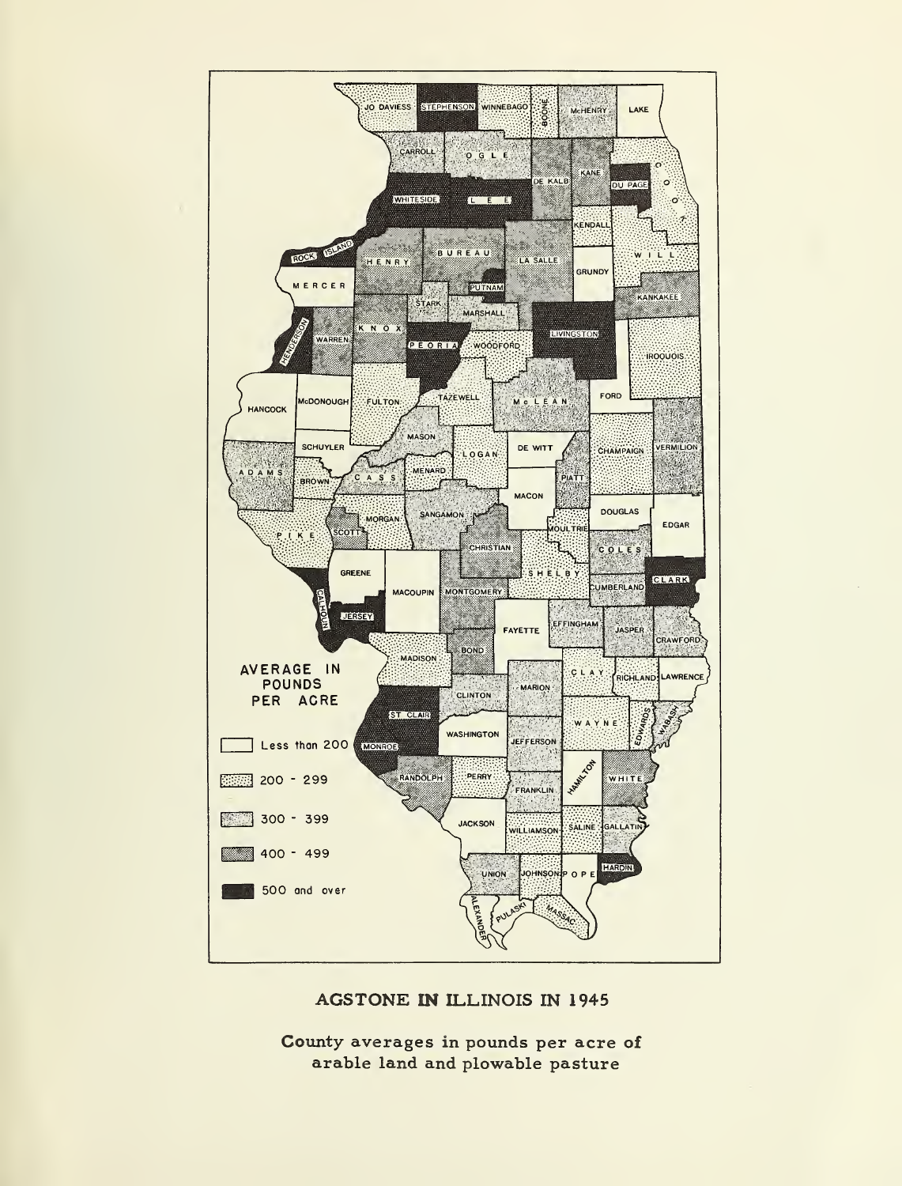**AVERAGE IN POUNDS PER ACRE**

- Less than 200
- 200 - 299
- 300 - 399
- 400 - 499
- 500 and over

## AGSTONE IN ILLINOIS IN 1945

County averages in pounds per acre of arable land and plowable pasture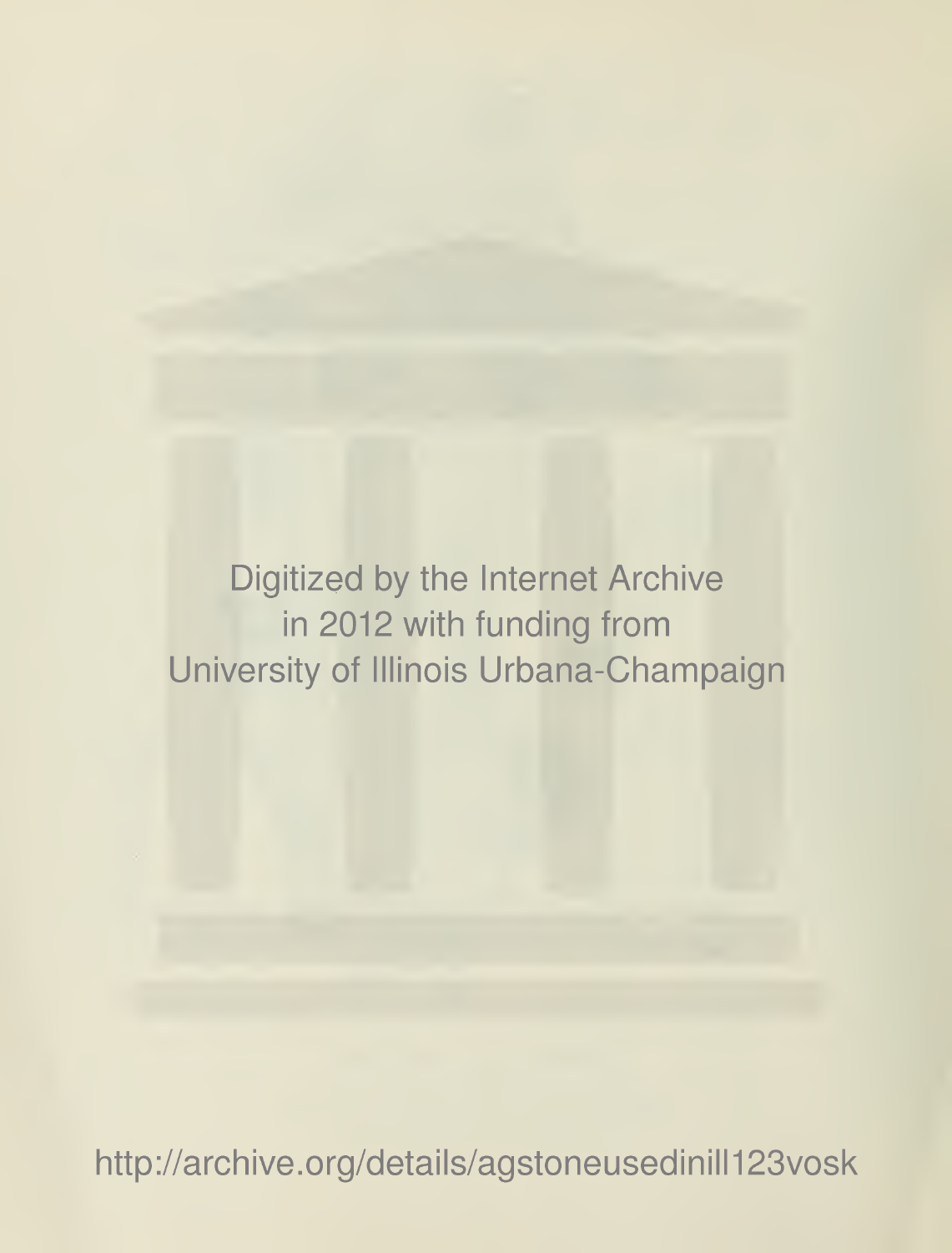Digitized by the Internet Archive
in 2012 with funding from
University of Illinois Urbana-Champaign

http://archive.org/details/agstoneusedinill123vosk